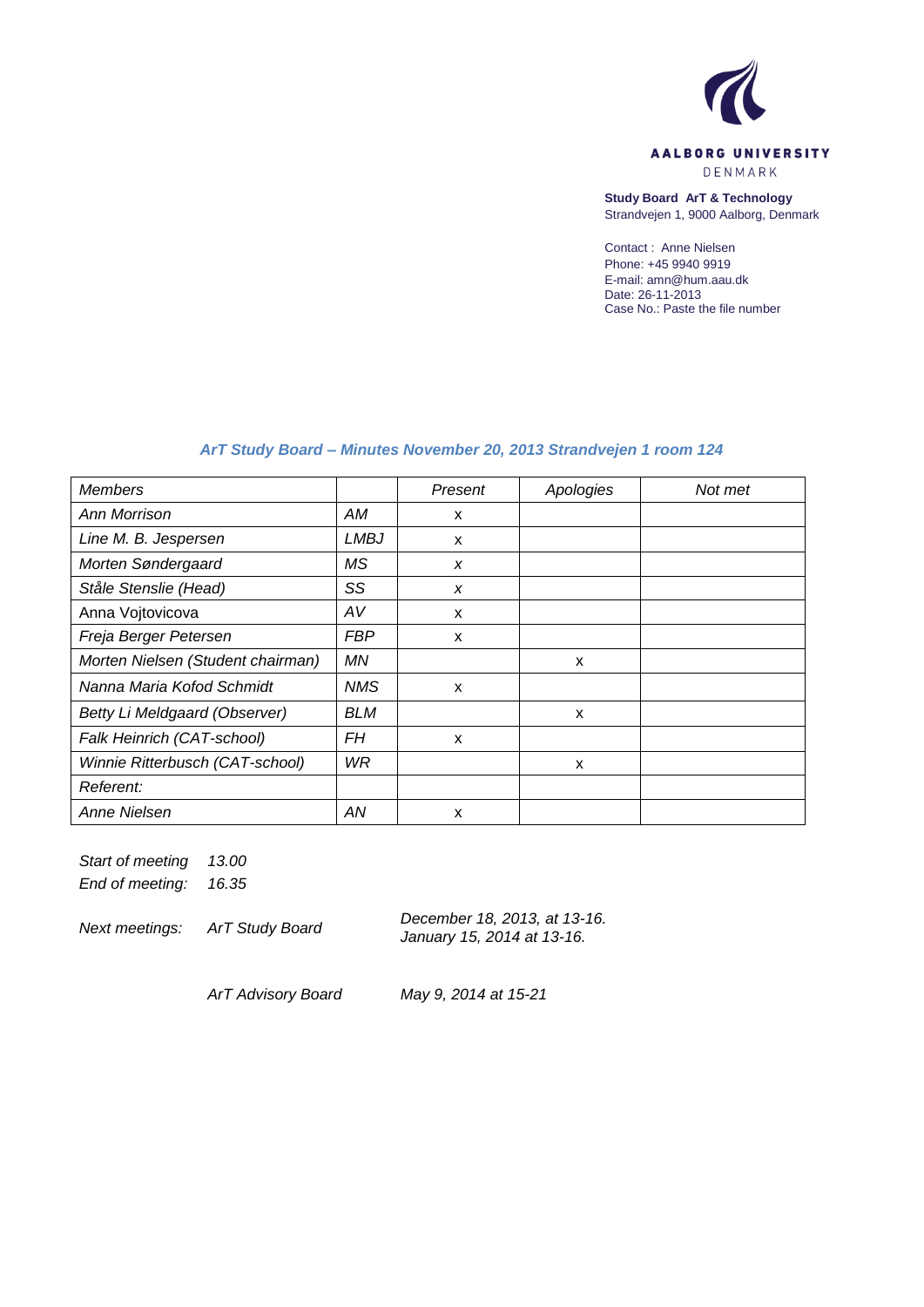AALBORG UNIVERSITY
DENMARK

**Study Board ArT & Technology**
Strandvejen 1, 9000 Aalborg, Denmark

Contact : Anne Nielsen
Phone: +45 9940 9919
E-mail: amn@hum.aau.dk
Date: 26-11-2013
Case No.: Paste the file number

## *ArT Study Board – Minutes November 20, 2013 Strandvejen 1 room 124*

| *Members* | | *Present* | *Apologies* | *Not met* |
|---|---|---|---|---|
| *Ann Morrison* | *AM* | x | | |
| *Line M. B. Jespersen* | *LMBJ* | x | | |
| *Morten Søndergaard* | *MS* | *x* | | |
| *Ståle Stenslie (Head)* | *SS* | *x* | | |
| Anna Vojtovicova | *AV* | x | | |
| *Freja Berger Petersen* | *FBP* | x | | |
| *Morten Nielsen (Student chairman)* | *MN* | | x | |
| *Nanna Maria Kofod Schmidt* | *NMS* | x | | |
| *Betty Li Meldgaard (Observer)* | *BLM* | | x | |
| *Falk Heinrich (CAT-school)* | *FH* | x | | |
| *Winnie Ritterbusch (CAT-school)* | *WR* | | x | |
| *Referent:* | | | | |
| *Anne Nielsen* | *AN* | x | | |

*Start of meeting* *13.00*
*End of meeting:* *16.35*

*Next meetings:* *ArT Study Board* *December 18, 2013, at 13-16.*
*January 15, 2014 at 13-16.*

*ArT Advisory Board* *May 9, 2014 at 15-21*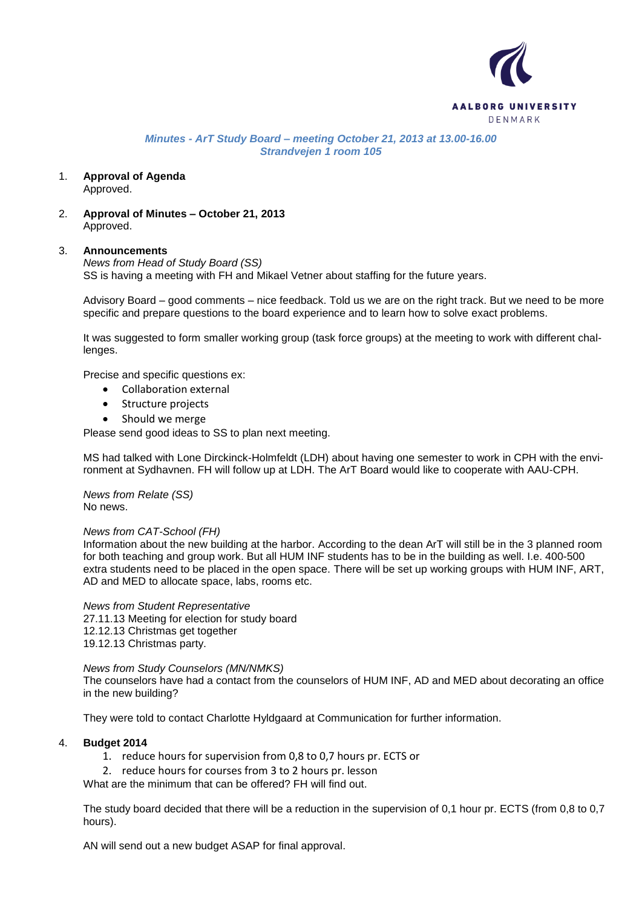*Minutes - ArT Study Board – meeting October 21, 2013 at 13.00-16.00*
*Strandvejen 1 room 105*

1. **Approval of Agenda**
   Approved.

2. **Approval of Minutes – October 21, 2013**
   Approved.

3. **Announcements**
   *News from Head of Study Board (SS)*
   SS is having a meeting with FH and Mikael Vetner about staffing for the future years.

   Advisory Board – good comments – nice feedback. Told us we are on the right track. But we need to be more specific and prepare questions to the board experience and to learn how to solve exact problems.

   It was suggested to form smaller working group (task force groups) at the meeting to work with different challenges.

   Precise and specific questions ex:
   - Collaboration external
   - Structure projects
   - Should we merge

   Please send good ideas to SS to plan next meeting.

   MS had talked with Lone Dirckinck-Holmfeldt (LDH) about having one semester to work in CPH with the environment at Sydhavnen. FH will follow up at LDH. The ArT Board would like to cooperate with AAU-CPH.

   *News from Relate (SS)*
   No news.

   *News from CAT-School (FH)*
   Information about the new building at the harbor. According to the dean ArT will still be in the 3 planned room for both teaching and group work. But all HUM INF students has to be in the building as well. I.e. 400-500 extra students need to be placed in the open space. There will be set up working groups with HUM INF, ART, AD and MED to allocate space, labs, rooms etc.

   *News from Student Representative*
   27.11.13 Meeting for election for study board
   12.12.13 Christmas get together
   19.12.13 Christmas party.

   *News from Study Counselors (MN/NMKS)*
   The counselors have had a contact from the counselors of HUM INF, AD and MED about decorating an office in the new building?

   They were told to contact Charlotte Hyldgaard at Communication for further information.

4. **Budget 2014**
   1. reduce hours for supervision from 0,8 to 0,7 hours pr. ECTS or
   2. reduce hours for courses from 3 to 2 hours pr. lesson

   What are the minimum that can be offered? FH will find out.

   The study board decided that there will be a reduction in the supervision of 0,1 hour pr. ECTS (from 0,8 to 0,7 hours).

   AN will send out a new budget ASAP for final approval.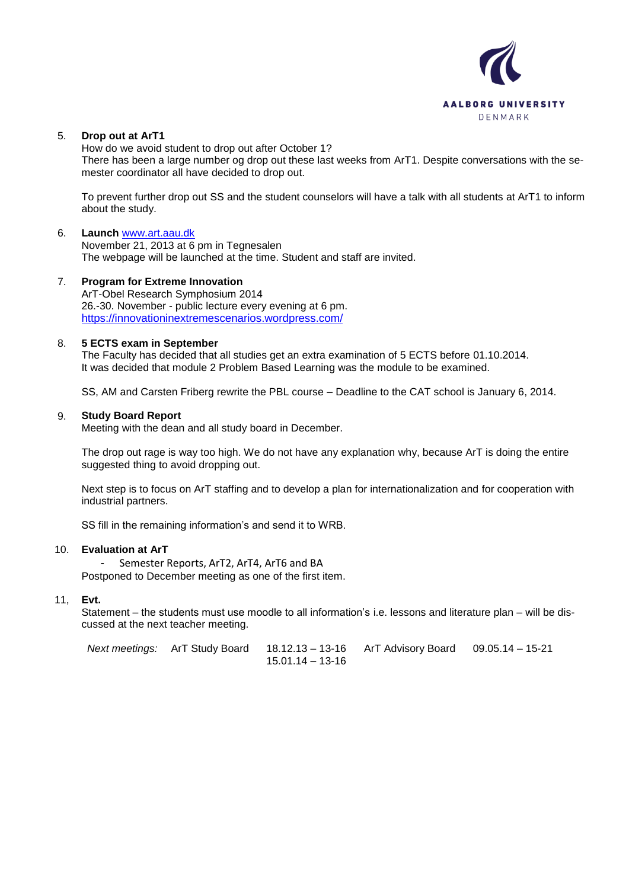5. **Drop out at ArT1**
   How do we avoid student to drop out after October 1?
   There has been a large number og drop out these last weeks from ArT1. Despite conversations with the semester coordinator all have decided to drop out.

   To prevent further drop out SS and the student counselors will have a talk with all students at ArT1 to inform about the study.

6. **Launch** www.art.aau.dk
   November 21, 2013 at 6 pm in Tegnesalen
   The webpage will be launched at the time. Student and staff are invited.

7. **Program for Extreme Innovation**
   ArT-Obel Research Symphosium 2014
   26.-30. November - public lecture every evening at 6 pm.
   https://innovationinextremescenarios.wordpress.com/

8. **5 ECTS exam in September**
   The Faculty has decided that all studies get an extra examination of 5 ECTS before 01.10.2014.
   It was decided that module 2 Problem Based Learning was the module to be examined.

   SS, AM and Carsten Friberg rewrite the PBL course – Deadline to the CAT school is January 6, 2014.

9. **Study Board Report**
   Meeting with the dean and all study board in December.

   The drop out rage is way too high. We do not have any explanation why, because ArT is doing the entire suggested thing to avoid dropping out.

   Next step is to focus on ArT staffing and to develop a plan for internationalization and for cooperation with industrial partners.

   SS fill in the remaining information's and send it to WRB.

10. **Evaluation at ArT**
    - Semester Reports, ArT2, ArT4, ArT6 and BA

    Postponed to December meeting as one of the first item.

11, **Evt.**
    Statement – the students must use moodle to all information's i.e. lessons and literature plan – will be discussed at the next teacher meeting.

| | | | | |
|---|---|---|---|---|
| *Next meetings:* | ArT Study Board | 18.12.13 – 13-16<br>15.01.14 – 13-16 | ArT Advisory Board | 09.05.14 – 15-21 |